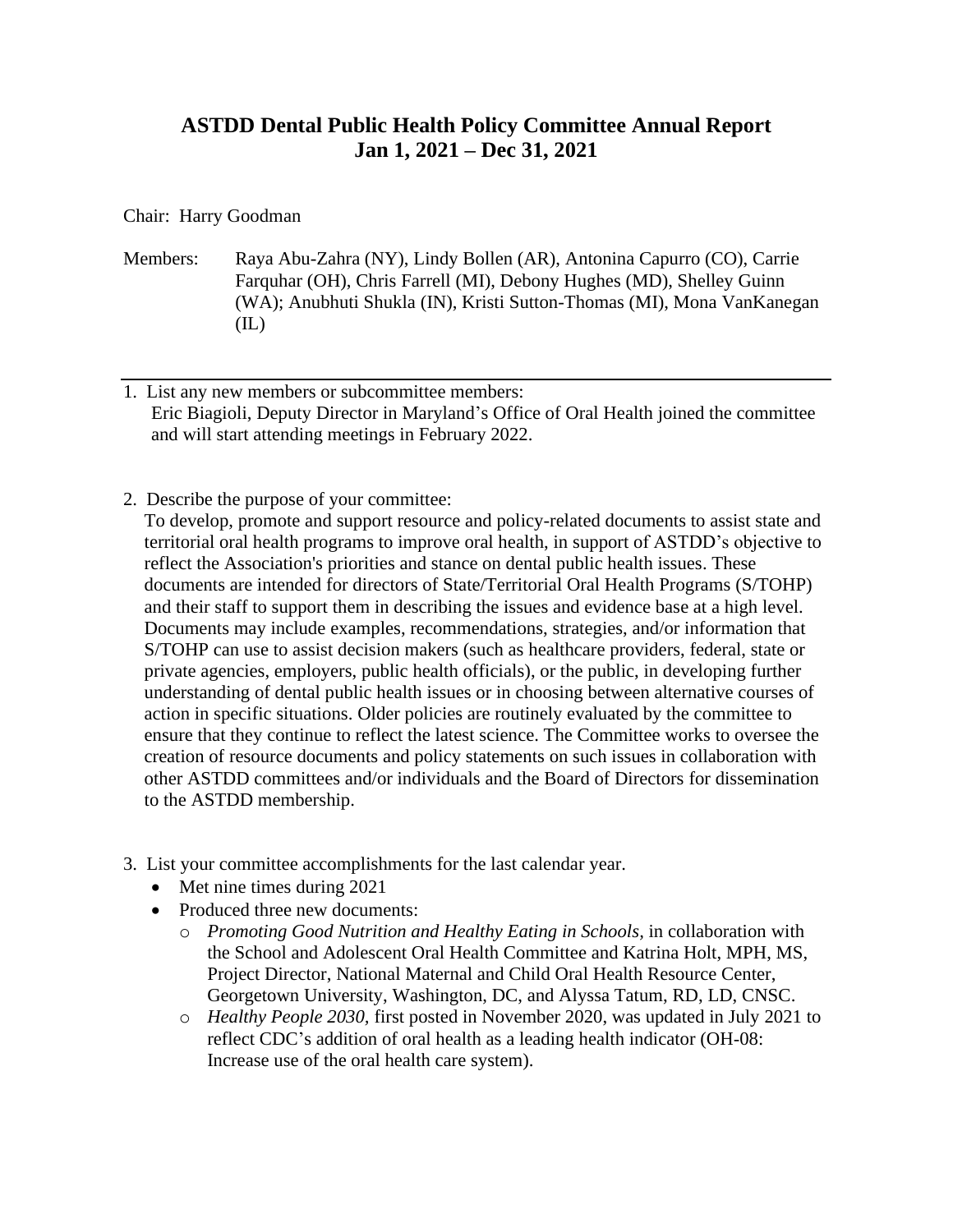# ASTDD Dental Public Health Policy Committee Annual Report
# Jan 1, 2021 – Dec 31, 2021

Chair: Harry Goodman

Members: Raya Abu-Zahra (NY), Lindy Bollen (AR), Antonina Capurro (CO), Carrie Farquhar (OH), Chris Farrell (MI), Debony Hughes (MD), Shelley Guinn (WA); Anubhuti Shukla (IN), Kristi Sutton-Thomas (MI), Mona VanKanegan (IL)

---

1. List any new members or subcommittee members:
   Eric Biagioli, Deputy Director in Maryland's Office of Oral Health joined the committee and will start attending meetings in February 2022.

2. Describe the purpose of your committee:
   To develop, promote and support resource and policy-related documents to assist state and territorial oral health programs to improve oral health, in support of ASTDD's objective to reflect the Association's priorities and stance on dental public health issues. These documents are intended for directors of State/Territorial Oral Health Programs (S/TOHP) and their staff to support them in describing the issues and evidence base at a high level. Documents may include examples, recommendations, strategies, and/or information that S/TOHP can use to assist decision makers (such as healthcare providers, federal, state or private agencies, employers, public health officials), or the public, in developing further understanding of dental public health issues or in choosing between alternative courses of action in specific situations. Older policies are routinely evaluated by the committee to ensure that they continue to reflect the latest science. The Committee works to oversee the creation of resource documents and policy statements on such issues in collaboration with other ASTDD committees and/or individuals and the Board of Directors for dissemination to the ASTDD membership.

3. List your committee accomplishments for the last calendar year.
   - Met nine times during 2021
   - Produced three new documents:
     - *Promoting Good Nutrition and Healthy Eating in Schools*, in collaboration with the School and Adolescent Oral Health Committee and Katrina Holt, MPH, MS, Project Director, National Maternal and Child Oral Health Resource Center, Georgetown University, Washington, DC, and Alyssa Tatum, RD, LD, CNSC.
     - *Healthy People 2030*, first posted in November 2020, was updated in July 2021 to reflect CDC's addition of oral health as a leading health indicator (OH-08: Increase use of the oral health care system).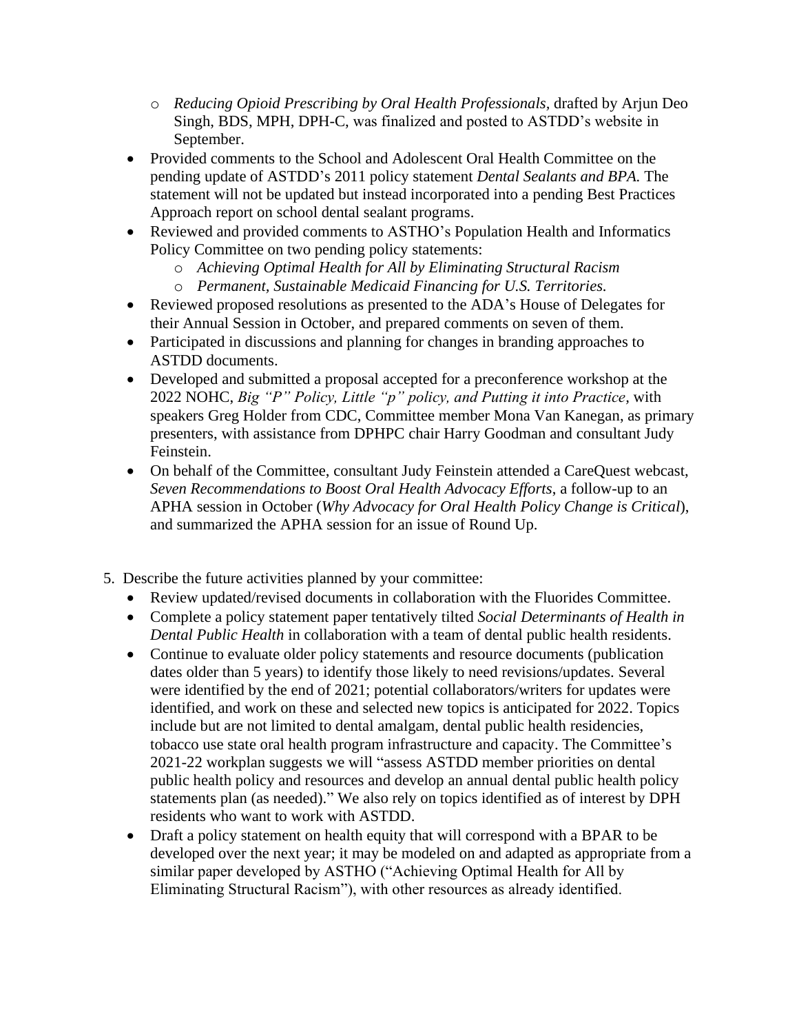- *Reducing Opioid Prescribing by Oral Health Professionals*, drafted by Arjun Deo Singh, BDS, MPH, DPH-C, was finalized and posted to ASTDD's website in September.
- Provided comments to the School and Adolescent Oral Health Committee on the pending update of ASTDD's 2011 policy statement *Dental Sealants and BPA.* The statement will not be updated but instead incorporated into a pending Best Practices Approach report on school dental sealant programs.
- Reviewed and provided comments to ASTHO's Population Health and Informatics Policy Committee on two pending policy statements:
    - *Achieving Optimal Health for All by Eliminating Structural Racism*
    - *Permanent, Sustainable Medicaid Financing for U.S. Territories.*
- Reviewed proposed resolutions as presented to the ADA's House of Delegates for their Annual Session in October, and prepared comments on seven of them.
- Participated in discussions and planning for changes in branding approaches to ASTDD documents.
- Developed and submitted a proposal accepted for a preconference workshop at the 2022 NOHC, *Big "P" Policy, Little "p" policy, and Putting it into Practice*, with speakers Greg Holder from CDC, Committee member Mona Van Kanegan, as primary presenters, with assistance from DPHPC chair Harry Goodman and consultant Judy Feinstein.
- On behalf of the Committee, consultant Judy Feinstein attended a CareQuest webcast, *Seven Recommendations to Boost Oral Health Advocacy Efforts*, a follow-up to an APHA session in October (*Why Advocacy for Oral Health Policy Change is Critical*), and summarized the APHA session for an issue of Round Up.

5. Describe the future activities planned by your committee:
    - Review updated/revised documents in collaboration with the Fluorides Committee.
    - Complete a policy statement paper tentatively tilted *Social Determinants of Health in Dental Public Health* in collaboration with a team of dental public health residents.
    - Continue to evaluate older policy statements and resource documents (publication dates older than 5 years) to identify those likely to need revisions/updates. Several were identified by the end of 2021; potential collaborators/writers for updates were identified, and work on these and selected new topics is anticipated for 2022. Topics include but are not limited to dental amalgam, dental public health residencies, tobacco use state oral health program infrastructure and capacity. The Committee's 2021-22 workplan suggests we will "assess ASTDD member priorities on dental public health policy and resources and develop an annual dental public health policy statements plan (as needed)." We also rely on topics identified as of interest by DPH residents who want to work with ASTDD.
    - Draft a policy statement on health equity that will correspond with a BPAR to be developed over the next year; it may be modeled on and adapted as appropriate from a similar paper developed by ASTHO ("Achieving Optimal Health for All by Eliminating Structural Racism"), with other resources as already identified.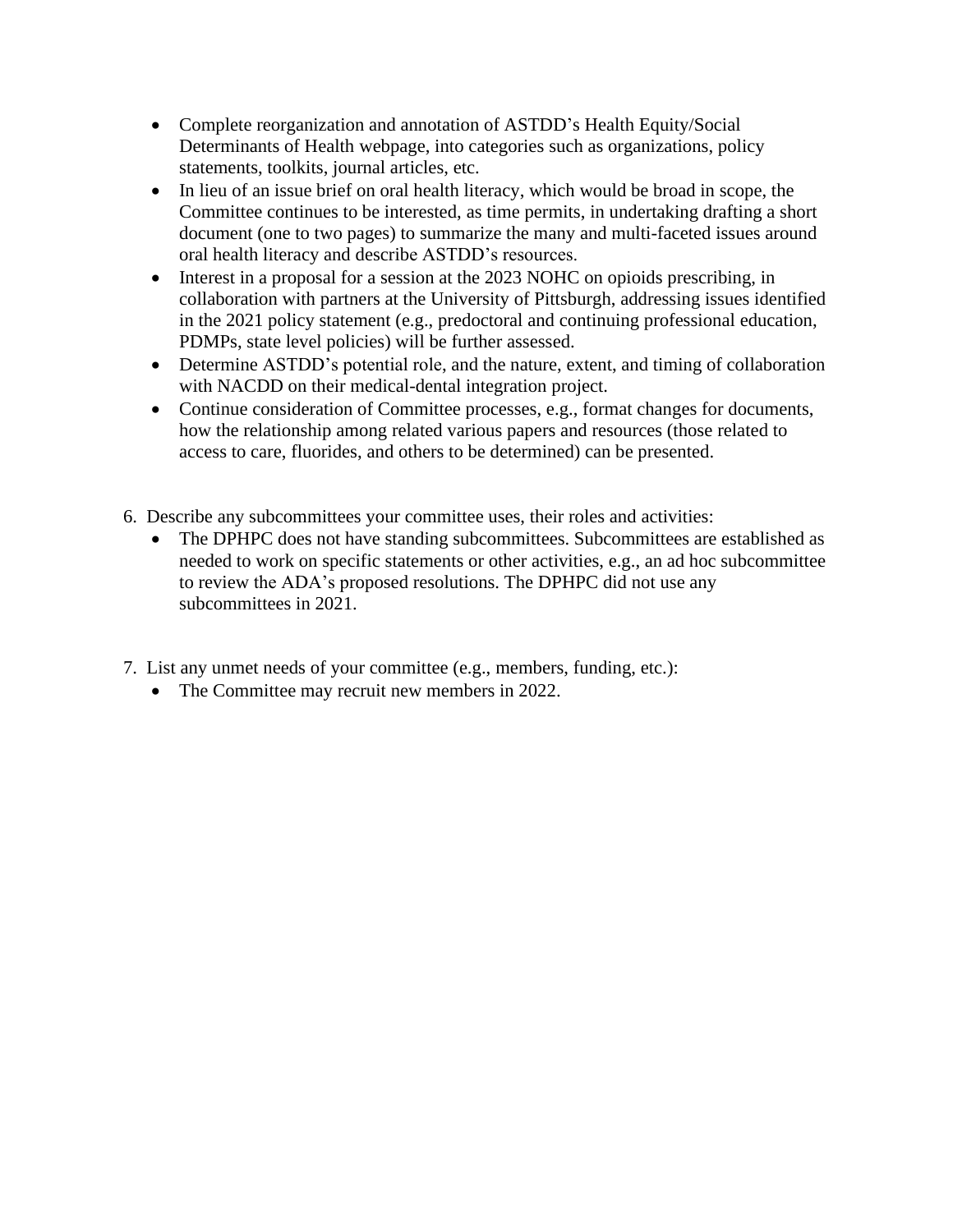- Complete reorganization and annotation of ASTDD's Health Equity/Social Determinants of Health webpage, into categories such as organizations, policy statements, toolkits, journal articles, etc.
- In lieu of an issue brief on oral health literacy, which would be broad in scope, the Committee continues to be interested, as time permits, in undertaking drafting a short document (one to two pages) to summarize the many and multi-faceted issues around oral health literacy and describe ASTDD's resources.
- Interest in a proposal for a session at the 2023 NOHC on opioids prescribing, in collaboration with partners at the University of Pittsburgh, addressing issues identified in the 2021 policy statement (e.g., predoctoral and continuing professional education, PDMPs, state level policies) will be further assessed.
- Determine ASTDD's potential role, and the nature, extent, and timing of collaboration with NACDD on their medical-dental integration project.
- Continue consideration of Committee processes, e.g., format changes for documents, how the relationship among related various papers and resources (those related to access to care, fluorides, and others to be determined) can be presented.

6. Describe any subcommittees your committee uses, their roles and activities:
   - The DPHPC does not have standing subcommittees. Subcommittees are established as needed to work on specific statements or other activities, e.g., an ad hoc subcommittee to review the ADA's proposed resolutions. The DPHPC did not use any subcommittees in 2021.

7. List any unmet needs of your committee (e.g., members, funding, etc.):
   - The Committee may recruit new members in 2022.